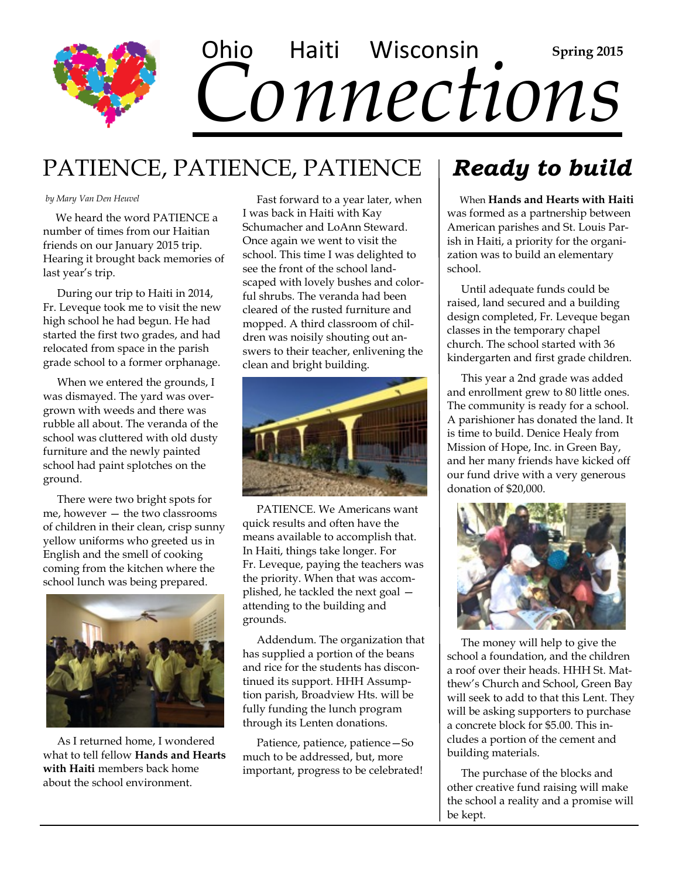# Ohio Haiti Wisconsin *Connections*

**Spring 2015**

## PATIENCE, PATIENCE, PATIENCE

*by Mary Van Den Heuvel*

We heard the word PATIENCE a number of times from our Haitian friends on our January 2015 trip. Hearing it brought back memories of last year's trip.

During our trip to Haiti in 2014, Fr. Leveque took me to visit the new high school he had begun. He had started the first two grades, and had relocated from space in the parish grade school to a former orphanage.

When we entered the grounds, I was dismayed. The yard was overgrown with weeds and there was rubble all about. The veranda of the school was cluttered with old dusty furniture and the newly painted school had paint splotches on the ground.

There were two bright spots for me, however — the two classrooms of children in their clean, crisp sunny yellow uniforms who greeted us in English and the smell of cooking coming from the kitchen where the school lunch was being prepared.

As I returned home, I wondered what to tell fellow **Hands and Hearts with Haiti** members back home about the school environment.

Fast forward to a year later, when I was back in Haiti with Kay Schumacher and LoAnn Steward. Once again we went to visit the school. This time I was delighted to see the front of the school landscaped with lovely bushes and colorful shrubs. The veranda had been cleared of the rusted furniture and mopped. A third classroom of children was noisily shouting out answers to their teacher, enlivening the clean and bright building.

PATIENCE. We Americans want quick results and often have the means available to accomplish that. In Haiti, things take longer. For Fr. Leveque, paying the teachers was the priority. When that was accomplished, he tackled the next goal — attending to the building and grounds.

Addendum. The organization that has supplied a portion of the beans and rice for the students has discontinued its support. HHH Assumption parish, Broadview Hts. will be fully funding the lunch program through its Lenten donations.

Patience, patience, patience—So much to be addressed, but, more important, progress to be celebrated!

## *Ready to build*

When **Hands and Hearts with Haiti** was formed as a partnership between American parishes and St. Louis Parish in Haiti, a priority for the organization was to build an elementary school.

Until adequate funds could be raised, land secured and a building design completed, Fr. Leveque began classes in the temporary chapel church. The school started with 36 kindergarten and first grade children.

This year a 2nd grade was added and enrollment grew to 80 little ones. The community is ready for a school. A parishioner has donated the land. It is time to build. Denice Healy from Mission of Hope, Inc. in Green Bay, and her many friends have kicked off our fund drive with a very generous donation of $20,000.

The money will help to give the school a foundation, and the children a roof over their heads. HHH St. Matthew's Church and School, Green Bay will seek to add to that this Lent. They will be asking supporters to purchase a concrete block for $5.00. This includes a portion of the cement and building materials.

The purchase of the blocks and other creative fund raising will make the school a reality and a promise will be kept.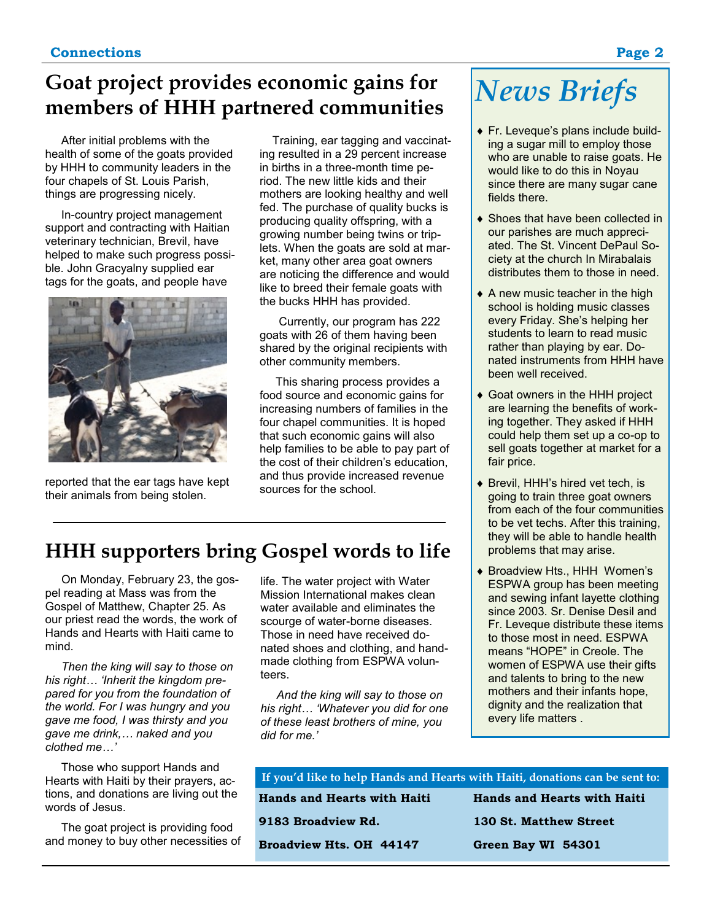## Goat project provides economic gains for members of HHH partnered communities

After initial problems with the health of some of the goats provided by HHH to community leaders in the four chapels of St. Louis Parish, things are progressing nicely.

In-country project management support and contracting with Haitian veterinary technician, Brevil, have helped to make such progress possible. John Gracyalny supplied ear tags for the goats, and people have reported that the ear tags have kept their animals from being stolen.

Training, ear tagging and vaccinating resulted in a 29 percent increase in births in a three-month time period. The new little kids and their mothers are looking healthy and well fed. The purchase of quality bucks is producing quality offspring, with a growing number being twins or triplets. When the goats are sold at market, many other area goat owners are noticing the difference and would like to breed their female goats with the bucks HHH has provided.

Currently, our program has 222 goats with 26 of them having been shared by the original recipients with other community members.

This sharing process provides a food source and economic gains for increasing numbers of families in the four chapel communities. It is hoped that such economic gains will also help families to be able to pay part of the cost of their children's education, and thus provide increased revenue sources for the school.

## HHH supporters bring Gospel words to life

On Monday, February 23, the gospel reading at Mass was from the Gospel of Matthew, Chapter 25. As our priest read the words, the work of Hands and Hearts with Haiti came to mind.

*Then the king will say to those on his right… 'Inherit the kingdom prepared for you from the foundation of the world. For I was hungry and you gave me food, I was thirsty and you gave me drink,… naked and you clothed me…'*

Those who support Hands and Hearts with Haiti by their prayers, actions, and donations are living out the words of Jesus.

The goat project is providing food and money to buy other necessities of life. The water project with Water Mission International makes clean water available and eliminates the scourge of water-borne diseases. Those in need have received donated shoes and clothing, and handmade clothing from ESPWA volunteers.

*And the king will say to those on his right… 'Whatever you did for one of these least brothers of mine, you did for me.'*

## *News Briefs*

- Fr. Leveque's plans include building a sugar mill to employ those who are unable to raise goats. He would like to do this in Noyau since there are many sugar cane fields there.
- Shoes that have been collected in our parishes are much appreciated. The St. Vincent DePaul Society at the church In Mirabalais distributes them to those in need.
- A new music teacher in the high school is holding music classes every Friday. She's helping her students to learn to read music rather than playing by ear. Donated instruments from HHH have been well received.
- Goat owners in the HHH project are learning the benefits of working together. They asked if HHH could help them set up a co-op to sell goats together at market for a fair price.
- Brevil, HHH's hired vet tech, is going to train three goat owners from each of the four communities to be vet techs. After this training, they will be able to handle health problems that may arise.
- Broadview Hts., HHH Women's ESPWA group has been meeting and sewing infant layette clothing since 2003. Sr. Denise Desil and Fr. Leveque distribute these items to those most in need. ESPWA means "HOPE" in Creole. The women of ESPWA use their gifts and talents to bring to the new mothers and their infants hope, dignity and the realization that every life matters .

**If you'd like to help Hands and Hearts with Haiti, donations can be sent to:**

| | |
|---|---|
| **Hands and Hearts with Haiti** | **Hands and Hearts with Haiti** |
| **9183 Broadview Rd.** | **130 St. Matthew Street** |
| **Broadview Hts. OH 44147** | **Green Bay WI 54301** |